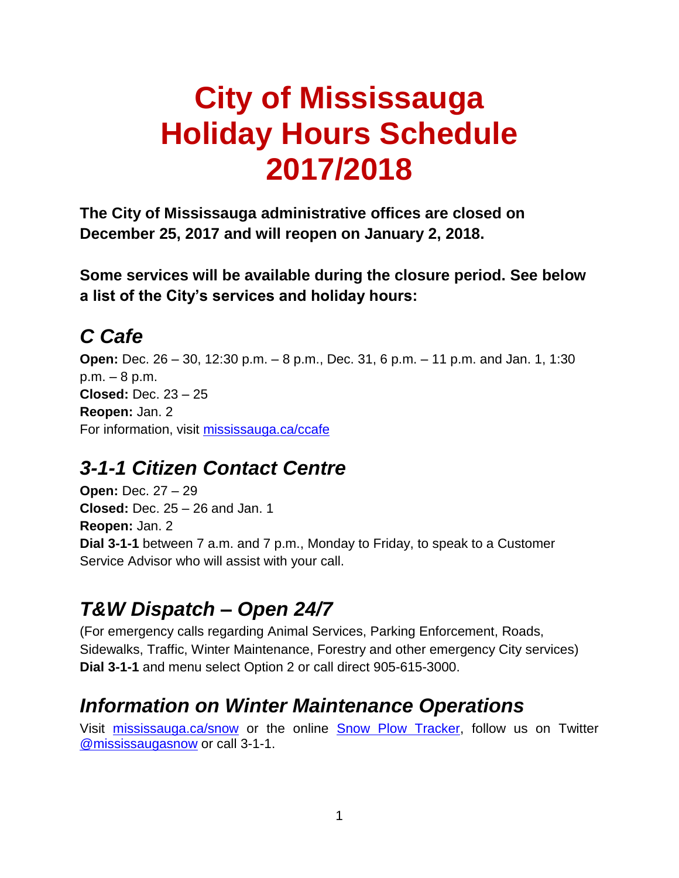# City of Mississauga Holiday Hours Schedule 2017/2018

**The City of Mississauga administrative offices are closed on December 25, 2017 and will reopen on January 2, 2018.**

**Some services will be available during the closure period. See below a list of the City's services and holiday hours:**

## *C Cafe*

**Open:** Dec. 26 – 30, 12:30 p.m. – 8 p.m., Dec. 31, 6 p.m. – 11 p.m. and Jan. 1, 1:30 p.m. – 8 p.m.
**Closed:** Dec. 23 – 25
**Reopen:** Jan. 2
For information, visit [mississauga.ca/ccafe](mississauga.ca/ccafe)

## *3-1-1 Citizen Contact Centre*

**Open:** Dec. 27 – 29
**Closed:** Dec. 25 – 26 and Jan. 1
**Reopen:** Jan. 2
**Dial 3-1-1** between 7 a.m. and 7 p.m., Monday to Friday, to speak to a Customer Service Advisor who will assist with your call.

## *T&W Dispatch – Open 24/7*

(For emergency calls regarding Animal Services, Parking Enforcement, Roads, Sidewalks, Traffic, Winter Maintenance, Forestry and other emergency City services)
**Dial 3-1-1** and menu select Option 2 or call direct 905-615-3000.

## *Information on Winter Maintenance Operations*

Visit [mississauga.ca/snow](mississauga.ca/snow) or the online Snow Plow Tracker, follow us on Twitter @mississaugasnow or call 3-1-1.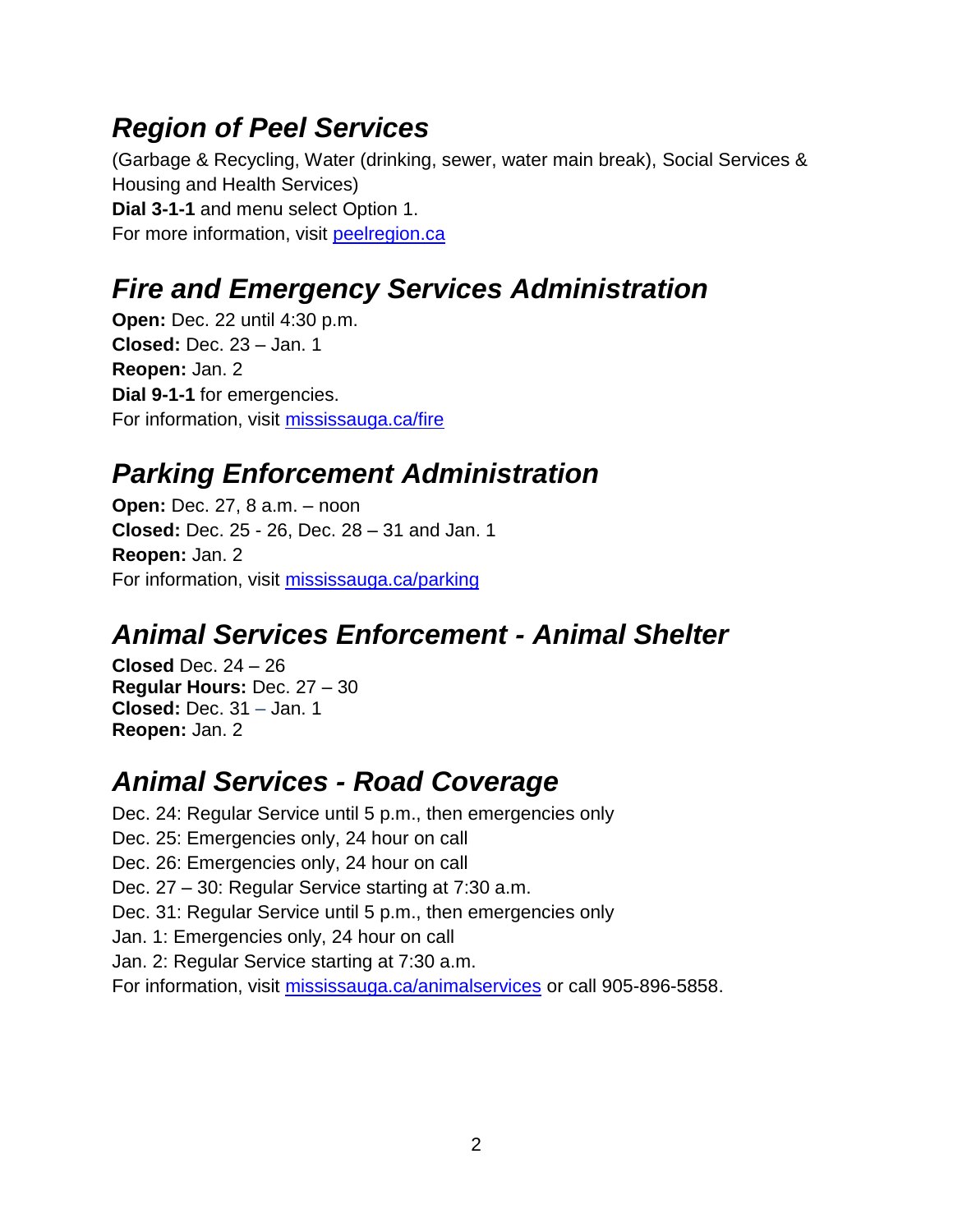## *Region of Peel Services*

(Garbage & Recycling, Water (drinking, sewer, water main break), Social Services & Housing and Health Services)
**Dial 3-1-1** and menu select Option 1.
For more information, visit [peelregion.ca](peelregion.ca)

## *Fire and Emergency Services Administration*

**Open:** Dec. 22 until 4:30 p.m.
**Closed:** Dec. 23 – Jan. 1
**Reopen:** Jan. 2
**Dial 9-1-1** for emergencies.
For information, visit [mississauga.ca/fire](mississauga.ca/fire)

## *Parking Enforcement Administration*

**Open:** Dec. 27, 8 a.m. – noon
**Closed:** Dec. 25 - 26, Dec. 28 – 31 and Jan. 1
**Reopen:** Jan. 2
For information, visit [mississauga.ca/parking](mississauga.ca/parking)

## *Animal Services Enforcement - Animal Shelter*

**Closed** Dec. 24 – 26
**Regular Hours:** Dec. 27 – 30
**Closed:** Dec. 31 – Jan. 1
**Reopen:** Jan. 2

## *Animal Services - Road Coverage*

Dec. 24: Regular Service until 5 p.m., then emergencies only
Dec. 25: Emergencies only, 24 hour on call
Dec. 26: Emergencies only, 24 hour on call
Dec. 27 – 30: Regular Service starting at 7:30 a.m.
Dec. 31: Regular Service until 5 p.m., then emergencies only
Jan. 1: Emergencies only, 24 hour on call
Jan. 2: Regular Service starting at 7:30 a.m.
For information, visit [mississauga.ca/animalservices](mississauga.ca/animalservices) or call 905-896-5858.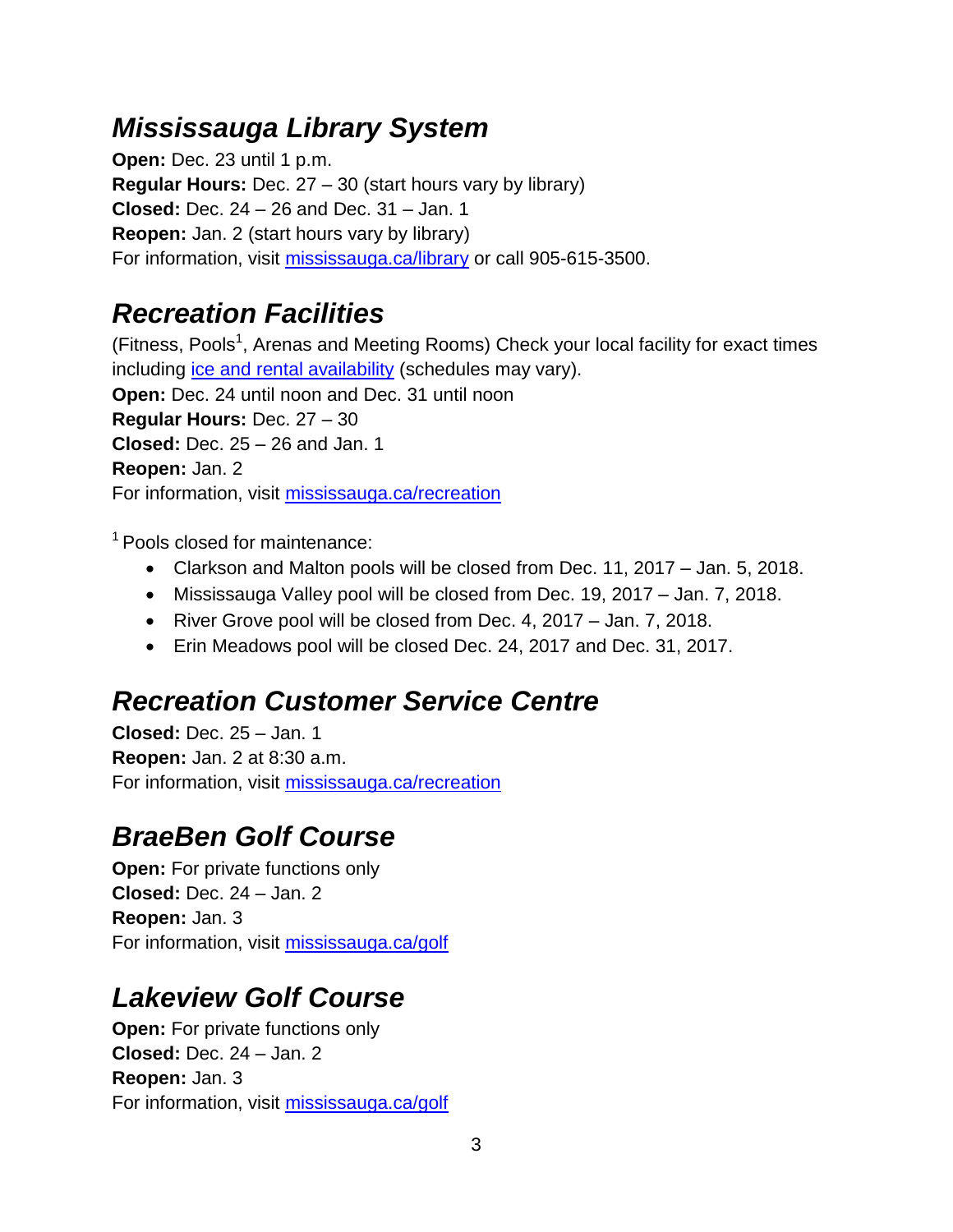## *Mississauga Library System*

**Open:** Dec. 23 until 1 p.m.
**Regular Hours:** Dec. 27 – 30 (start hours vary by library)
**Closed:** Dec. 24 – 26 and Dec. 31 – Jan. 1
**Reopen:** Jan. 2 (start hours vary by library)
For information, visit [mississauga.ca/library](mississauga.ca/library) or call 905-615-3500.

## *Recreation Facilities*

(Fitness, Pools[1], Arenas and Meeting Rooms) Check your local facility for exact times including [ice and rental availability](ice and rental availability) (schedules may vary).
**Open:** Dec. 24 until noon and Dec. 31 until noon
**Regular Hours:** Dec. 27 – 30
**Closed:** Dec. 25 – 26 and Jan. 1
**Reopen:** Jan. 2
For information, visit [mississauga.ca/recreation](mississauga.ca/recreation)

[1] Pools closed for maintenance:

- Clarkson and Malton pools will be closed from Dec. 11, 2017 – Jan. 5, 2018.
- Mississauga Valley pool will be closed from Dec. 19, 2017 – Jan. 7, 2018.
- River Grove pool will be closed from Dec. 4, 2017 – Jan. 7, 2018.
- Erin Meadows pool will be closed Dec. 24, 2017 and Dec. 31, 2017.

## *Recreation Customer Service Centre*

**Closed:** Dec. 25 – Jan. 1
**Reopen:** Jan. 2 at 8:30 a.m.
For information, visit [mississauga.ca/recreation](mississauga.ca/recreation)

## *BraeBen Golf Course*

**Open:** For private functions only
**Closed:** Dec. 24 – Jan. 2
**Reopen:** Jan. 3
For information, visit [mississauga.ca/golf](mississauga.ca/golf)

## *Lakeview Golf Course*

**Open:** For private functions only
**Closed:** Dec. 24 – Jan. 2
**Reopen:** Jan. 3
For information, visit [mississauga.ca/golf](mississauga.ca/golf)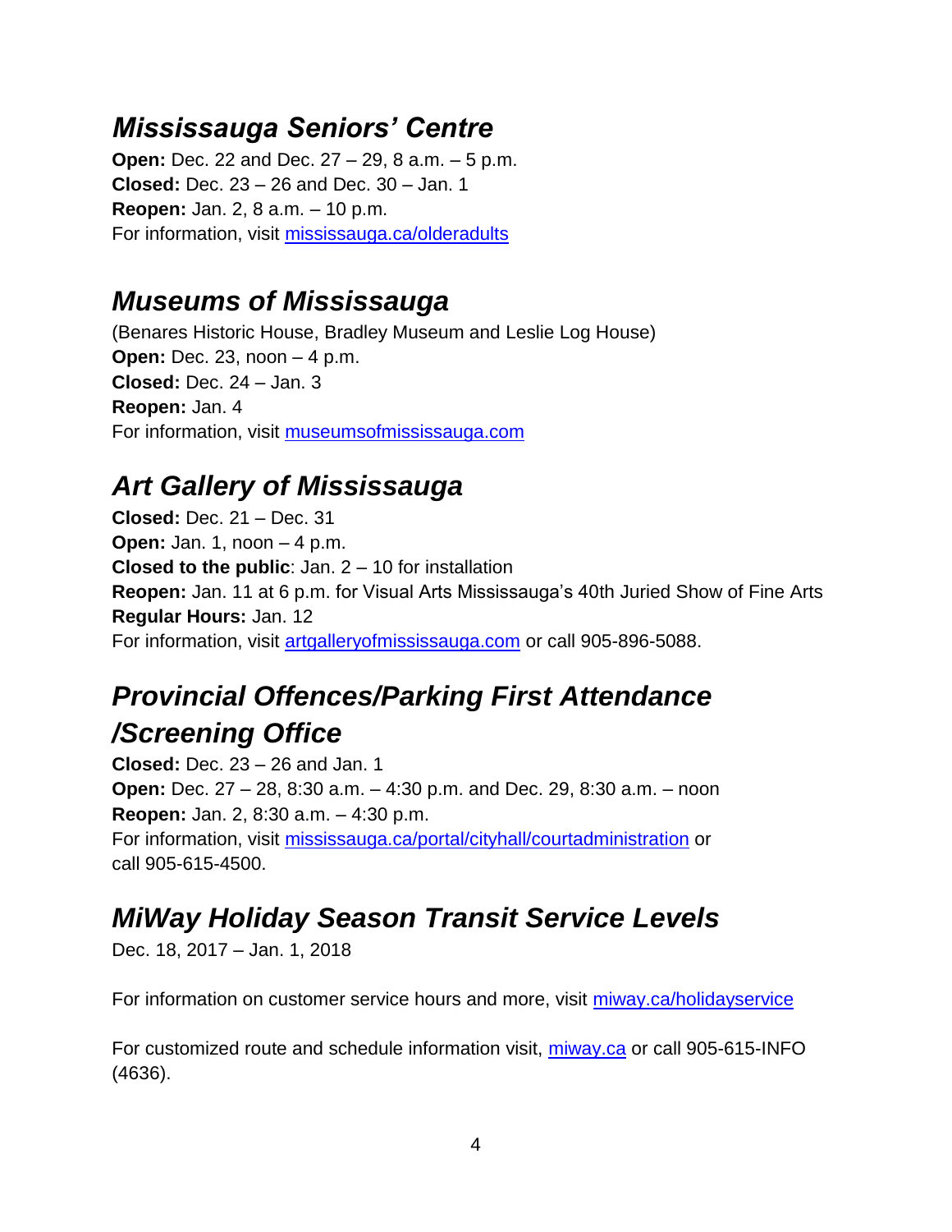## *Mississauga Seniors' Centre*

**Open:** Dec. 22 and Dec. 27 – 29, 8 a.m. – 5 p.m.
**Closed:** Dec. 23 – 26 and Dec. 30 – Jan. 1
**Reopen:** Jan. 2, 8 a.m. – 10 p.m.
For information, visit [mississauga.ca/olderadults](mississauga.ca/olderadults)

## *Museums of Mississauga*

(Benares Historic House, Bradley Museum and Leslie Log House)
**Open:** Dec. 23, noon – 4 p.m.
**Closed:** Dec. 24 – Jan. 3
**Reopen:** Jan. 4
For information, visit [museumsofmississauga.com](museumsofmississauga.com)

## *Art Gallery of Mississauga*

**Closed:** Dec. 21 – Dec. 31
**Open:** Jan. 1, noon – 4 p.m.
**Closed to the public**: Jan. 2 – 10 for installation
**Reopen:** Jan. 11 at 6 p.m. for Visual Arts Mississauga's 40th Juried Show of Fine Arts
**Regular Hours:** Jan. 12
For information, visit [artgalleryofmississauga.com](artgalleryofmississauga.com) or call 905-896-5088.

## *Provincial Offences/Parking First Attendance /Screening Office*

**Closed:** Dec. 23 – 26 and Jan. 1
**Open:** Dec. 27 – 28, 8:30 a.m. – 4:30 p.m. and Dec. 29, 8:30 a.m. – noon
**Reopen:** Jan. 2, 8:30 a.m. – 4:30 p.m.
For information, visit [mississauga.ca/portal/cityhall/courtadministration](mississauga.ca/portal/cityhall/courtadministration) or call 905-615-4500.

## *MiWay Holiday Season Transit Service Levels*

Dec. 18, 2017 – Jan. 1, 2018

For information on customer service hours and more, visit [miway.ca/holidayservice](miway.ca/holidayservice)

For customized route and schedule information visit, [miway.ca](miway.ca) or call 905-615-INFO (4636).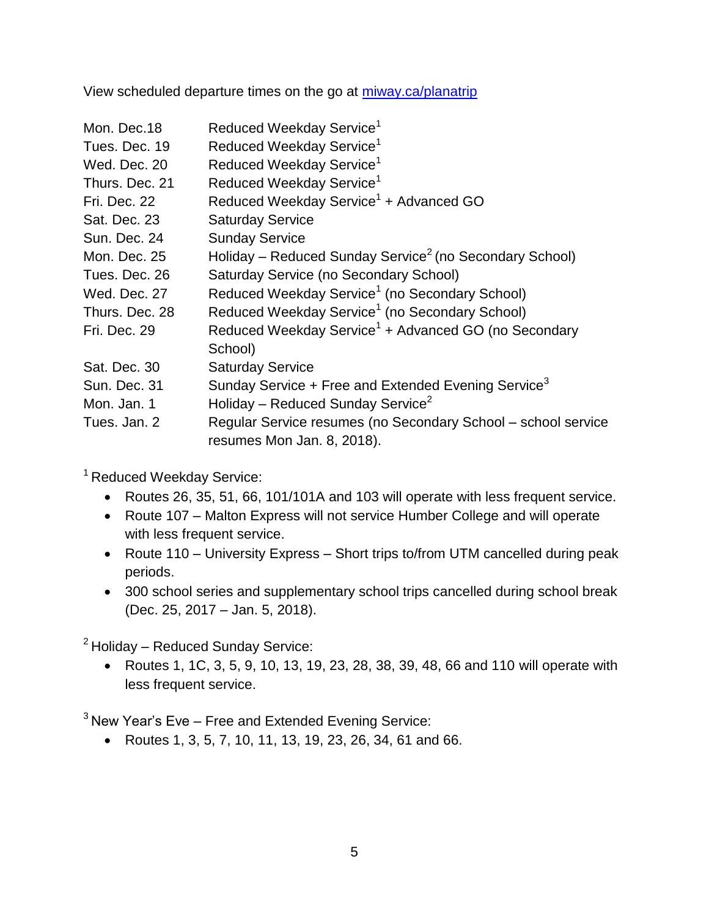View scheduled departure times on the go at [miway.ca/planatrip](miway.ca/planatrip)

| | |
|---|---|
| Mon. Dec.18 | Reduced Weekday Service[1] |
| Tues. Dec. 19 | Reduced Weekday Service[1] |
| Wed. Dec. 20 | Reduced Weekday Service[1] |
| Thurs. Dec. 21 | Reduced Weekday Service[1] |
| Fri. Dec. 22 | Reduced Weekday Service[1] + Advanced GO |
| Sat. Dec. 23 | Saturday Service |
| Sun. Dec. 24 | Sunday Service |
| Mon. Dec. 25 | Holiday – Reduced Sunday Service[2] (no Secondary School) |
| Tues. Dec. 26 | Saturday Service (no Secondary School) |
| Wed. Dec. 27 | Reduced Weekday Service[1] (no Secondary School) |
| Thurs. Dec. 28 | Reduced Weekday Service[1] (no Secondary School) |
| Fri. Dec. 29 | Reduced Weekday Service[1] + Advanced GO (no Secondary School) |
| Sat. Dec. 30 | Saturday Service |
| Sun. Dec. 31 | Sunday Service + Free and Extended Evening Service[3] |
| Mon. Jan. 1 | Holiday – Reduced Sunday Service[2] |
| Tues. Jan. 2 | Regular Service resumes (no Secondary School – school service resumes Mon Jan. 8, 2018). |

[1] Reduced Weekday Service:

- Routes 26, 35, 51, 66, 101/101A and 103 will operate with less frequent service.
- Route 107 – Malton Express will not service Humber College and will operate with less frequent service.
- Route 110 – University Express – Short trips to/from UTM cancelled during peak periods.
- 300 school series and supplementary school trips cancelled during school break (Dec. 25, 2017 – Jan. 5, 2018).

[2] Holiday – Reduced Sunday Service:

- Routes 1, 1C, 3, 5, 9, 10, 13, 19, 23, 28, 38, 39, 48, 66 and 110 will operate with less frequent service.

[3] New Year's Eve – Free and Extended Evening Service:

- Routes 1, 3, 5, 7, 10, 11, 13, 19, 23, 26, 34, 61 and 66.